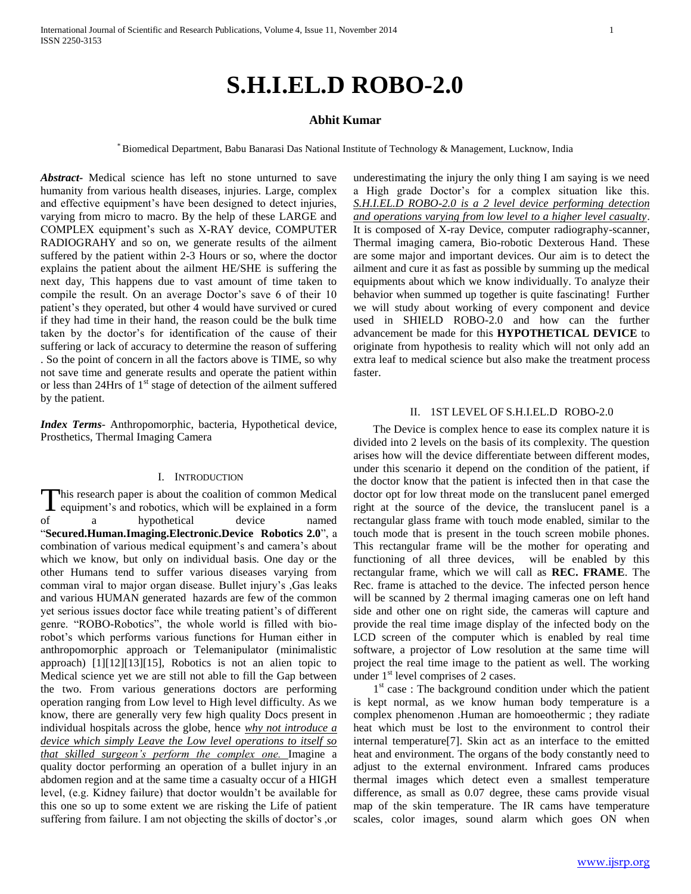# S.H.I.EL.D ROBO-2.0

**Abhit Kumar**

* Biomedical Department, Babu Banarasi Das National Institute of Technology & Management, Lucknow, India

***Abstract***- Medical science has left no stone unturned to save humanity from various health diseases, injuries. Large, complex and effective equipment's have been designed to detect injuries, varying from micro to macro. By the help of these LARGE and COMPLEX equipment's such as X-RAY device, COMPUTER RADIOGRAHY and so on, we generate results of the ailment suffered by the patient within 2-3 Hours or so, where the doctor explains the patient about the ailment HE/SHE is suffering the next day, This happens due to vast amount of time taken to compile the result. On an average Doctor's save 6 of their 10 patient's they operated, but other 4 would have survived or cured if they had time in their hand, the reason could be the bulk time taken by the doctor's for identification of the cause of their suffering or lack of accuracy to determine the reason of suffering . So the point of concern in all the factors above is TIME, so why not save time and generate results and operate the patient within or less than 24Hrs of 1st stage of detection of the ailment suffered by the patient.

***Index Terms***- Anthropomorphic, bacteria, Hypothetical device, Prosthetics, Thermal Imaging Camera

## I. Introduction

This research paper is about the coalition of common Medical equipment's and robotics, which will be explained in a form of a hypothetical device named "**Secured.Human.Imaging.Electronic.Device Robotics 2.0**", a combination of various medical equipment's and camera's about which we know, but only on individual basis. One day or the other Humans tend to suffer various diseases varying from comman viral to major organ disease. Bullet injury's ,Gas leaks and various HUMAN generated hazards are few of the common yet serious issues doctor face while treating patient's of different genre. "ROBO-Robotics", the whole world is filled with bio-robot's which performs various functions for Human either in anthropomorphic approach or Telemanipulator (minimalistic approach) [1][12][13][15], Robotics is not an alien topic to Medical science yet we are still not able to fill the Gap between the two. From various generations doctors are performing operation ranging from Low level to High level difficulty. As we know, there are generally very few high quality Docs present in individual hospitals across the globe, hence *why not introduce a device which simply Leave the Low level operations to itself so that skilled surgeon's perform the complex one.* Imagine a quality doctor performing an operation of a bullet injury in an abdomen region and at the same time a casualty occur of a HIGH level, (e.g. Kidney failure) that doctor wouldn't be available for this one so up to some extent we are risking the Life of patient suffering from failure. I am not objecting the skills of doctor's ,or underestimating the injury the only thing I am saying is we need a High grade Doctor's for a complex situation like this. *S.H.I.EL.D ROBO-2.0 is a 2 level device performing detection and operations varying from low level to a higher level casualty*. It is composed of X-ray Device, computer radiography-scanner, Thermal imaging camera, Bio-robotic Dexterous Hand. These are some major and important devices. Our aim is to detect the ailment and cure it as fast as possible by summing up the medical equipments about which we know individually. To analyze their behavior when summed up together is quite fascinating! Further we will study about working of every component and device used in SHIELD ROBO-2.0 and how can the further advancement be made for this **HYPOTHETICAL DEVICE** to originate from hypothesis to reality which will not only add an extra leaf to medical science but also make the treatment process faster.

## II. 1ST LEVEL OF S.H.I.EL.D ROBO-2.0

The Device is complex hence to ease its complex nature it is divided into 2 levels on the basis of its complexity. The question arises how will the device differentiate between different modes, under this scenario it depend on the condition of the patient, if the doctor know that the patient is infected then in that case the doctor opt for low threat mode on the translucent panel emerged right at the source of the device, the translucent panel is a rectangular glass frame with touch mode enabled, similar to the touch mode that is present in the touch screen mobile phones. This rectangular frame will be the mother for operating and functioning of all three devices, will be enabled by this rectangular frame, which we will call as **REC. FRAME**. The Rec. frame is attached to the device. The infected person hence will be scanned by 2 thermal imaging cameras one on left hand side and other one on right side, the cameras will capture and provide the real time image display of the infected body on the LCD screen of the computer which is enabled by real time software, a projector of Low resolution at the same time will project the real time image to the patient as well. The working under 1st level comprises of 2 cases.

1st case : The background condition under which the patient is kept normal, as we know human body temperature is a complex phenomenon .Human are homoeothermic ; they radiate heat which must be lost to the environment to control their internal temperature[7]. Skin act as an interface to the emitted heat and environment. The organs of the body constantly need to adjust to the external environment. Infrared cams produces thermal images which detect even a smallest temperature difference, as small as 0.07 degree, these cams provide visual map of the skin temperature. The IR cams have temperature scales, color images, sound alarm which goes ON when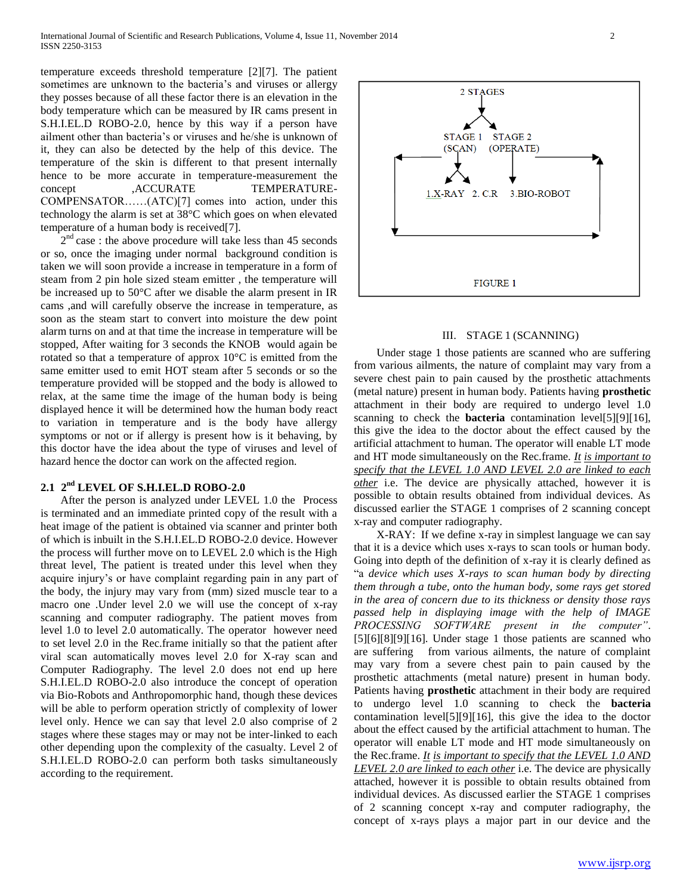temperature exceeds threshold temperature [2][7]. The patient sometimes are unknown to the bacteria's and viruses or allergy they posses because of all these factor there is an elevation in the body temperature which can be measured by IR cams present in S.H.I.EL.D ROBO-2.0, hence by this way if a person have ailment other than bacteria's or viruses and he/she is unknown of it, they can also be detected by the help of this device. The temperature of the skin is different to that present internally hence to be more accurate in temperature-measurement the concept ,ACCURATE TEMPERATURE-COMPENSATOR……(ATC)[7] comes into action, under this technology the alarm is set at 38°C which goes on when elevated temperature of a human body is received[7].

2nd case : the above procedure will take less than 45 seconds or so, once the imaging under normal background condition is taken we will soon provide a increase in temperature in a form of steam from 2 pin hole sized steam emitter , the temperature will be increased up to 50°C after we disable the alarm present in IR cams ,and will carefully observe the increase in temperature, as soon as the steam start to convert into moisture the dew point alarm turns on and at that time the increase in temperature will be stopped, After waiting for 3 seconds the KNOB would again be rotated so that a temperature of approx 10°C is emitted from the same emitter used to emit HOT steam after 5 seconds or so the temperature provided will be stopped and the body is allowed to relax, at the same time the image of the human body is being displayed hence it will be determined how the human body react to variation in temperature and is the body have allergy symptoms or not or if allergy is present how is it behaving, by this doctor have the idea about the type of viruses and level of hazard hence the doctor can work on the affected region.

### 2.1 2nd LEVEL OF S.H.I.EL.D ROBO-2.0

After the person is analyzed under LEVEL 1.0 the Process is terminated and an immediate printed copy of the result with a heat image of the patient is obtained via scanner and printer both of which is inbuilt in the S.H.I.EL.D ROBO-2.0 device. However the process will further move on to LEVEL 2.0 which is the High threat level, The patient is treated under this level when they acquire injury's or have complaint regarding pain in any part of the body, the injury may vary from (mm) sized muscle tear to a macro one .Under level 2.0 we will use the concept of x-ray scanning and computer radiography. The patient moves from level 1.0 to level 2.0 automatically. The operator however need to set level 2.0 in the Rec.frame initially so that the patient after viral scan automatically moves level 2.0 for X-ray scan and Computer Radiography. The level 2.0 does not end up here S.H.I.EL.D ROBO-2.0 also introduce the concept of operation via Bio-Robots and Anthropomorphic hand, though these devices will be able to perform operation strictly of complexity of lower level only. Hence we can say that level 2.0 also comprise of 2 stages where these stages may or may not be inter-linked to each other depending upon the complexity of the casualty. Level 2 of S.H.I.EL.D ROBO-2.0 can perform both tasks simultaneously according to the requirement.

2 STAGES

STAGE 1 (SCAN) STAGE 2 (OPERATE)

1.X-RAY 2. C.R 3.BIO-ROBOT

FIGURE 1

## III. STAGE 1 (SCANNING)

Under stage 1 those patients are scanned who are suffering from various ailments, the nature of complaint may vary from a severe chest pain to pain caused by the prosthetic attachments (metal nature) present in human body. Patients having **prosthetic** attachment in their body are required to undergo level 1.0 scanning to check the **bacteria** contamination level[5][9][16], this give the idea to the doctor about the effect caused by the artificial attachment to human. The operator will enable LT mode and HT mode simultaneously on the Rec.frame. *It is important to specify that the LEVEL 1.0 AND LEVEL 2.0 are linked to each other* i.e. The device are physically attached, however it is possible to obtain results obtained from individual devices. As discussed earlier the STAGE 1 comprises of 2 scanning concept x-ray and computer radiography.

X-RAY: If we define x-ray in simplest language we can say that it is a device which uses x-rays to scan tools or human body. Going into depth of the definition of x-ray it is clearly defined as "a *device which uses X-rays to scan human body by directing them through a tube, onto the human body, some rays get stored in the area of concern due to its thickness or density those rays passed help in displaying image with the help of IMAGE PROCESSING SOFTWARE present in the computer"*. [5][6][8][9][16]. Under stage 1 those patients are scanned who are suffering from various ailments, the nature of complaint may vary from a severe chest pain to pain caused by the prosthetic attachments (metal nature) present in human body. Patients having **prosthetic** attachment in their body are required to undergo level 1.0 scanning to check the **bacteria** contamination level[5][9][16], this give the idea to the doctor about the effect caused by the artificial attachment to human. The operator will enable LT mode and HT mode simultaneously on the Rec.frame. *It is important to specify that the LEVEL 1.0 AND LEVEL 2.0 are linked to each other* i.e. The device are physically attached, however it is possible to obtain results obtained from individual devices. As discussed earlier the STAGE 1 comprises of 2 scanning concept x-ray and computer radiography, the concept of x-rays plays a major part in our device and the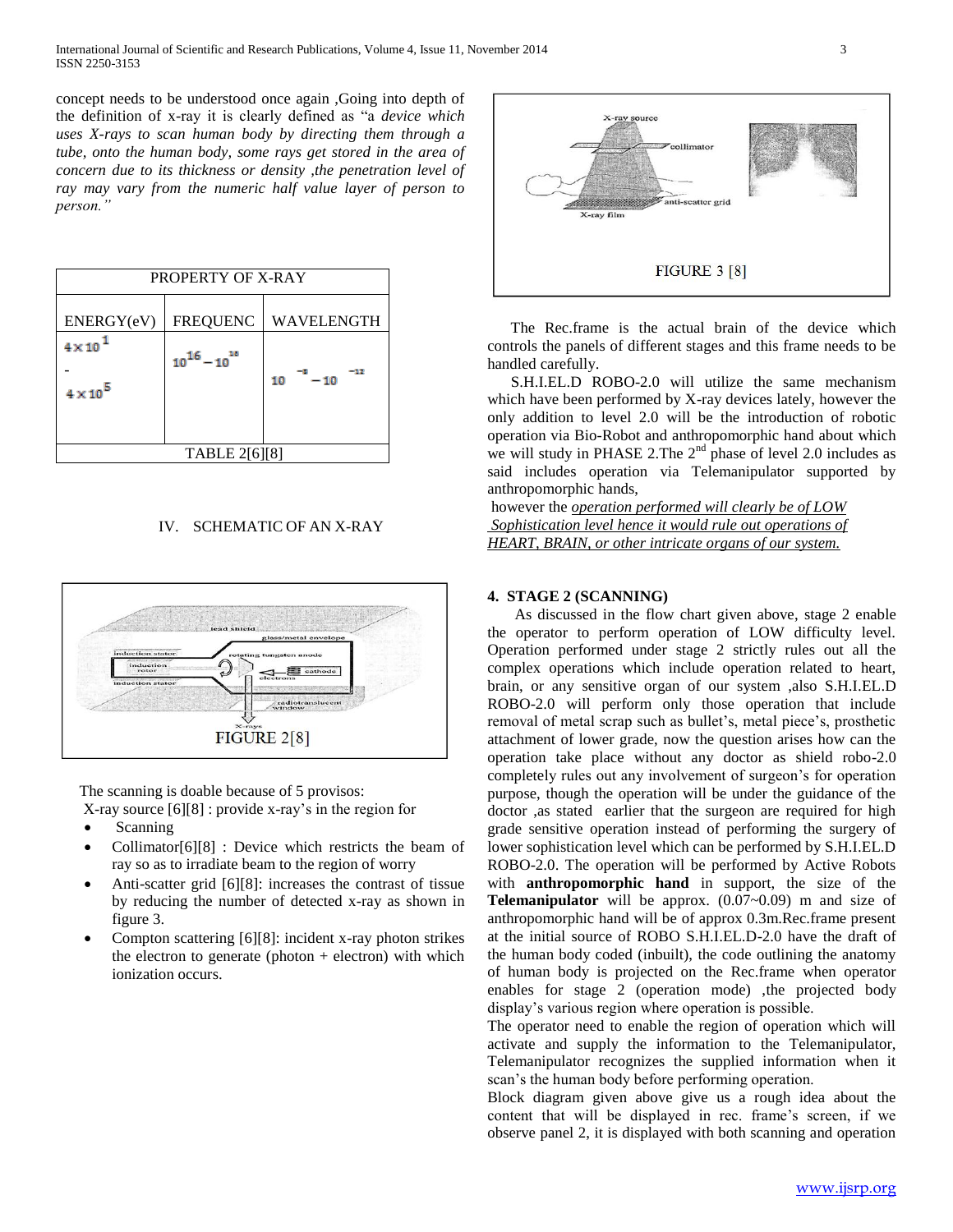concept needs to be understood once again ,Going into depth of the definition of x-ray it is clearly defined as "a *device which uses X-rays to scan human body by directing them through a tube, onto the human body, some rays get stored in the area of concern due to its thickness or density ,the penetration level of ray may vary from the numeric half value layer of person to person."*

| PROPERTY OF X-RAY | | |
|---|---|---|
| ENERGY(eV) | FREQUENC | WAVELENGTH |
| $4\times10^{1}$ - $4\times10^{5}$ | $10^{16}-10^{20}$ | $10^{-8}-10^{-12}$ |
| TABLE 2[6][8] | | |

## IV. SCHEMATIC OF AN X-RAY

FIGURE 2[8]

The scanning is doable because of 5 provisos:

X-ray source [6][8] : provide x-ray's in the region for

- Scanning
- Collimator[6][8] : Device which restricts the beam of ray so as to irradiate beam to the region of worry
- Anti-scatter grid [6][8]: increases the contrast of tissue by reducing the number of detected x-ray as shown in figure 3.
- Compton scattering [6][8]: incident x-ray photon strikes the electron to generate (photon + electron) with which ionization occurs.

FIGURE 3 [8]

The Rec.frame is the actual brain of the device which controls the panels of different stages and this frame needs to be handled carefully.

S.H.I.EL.D ROBO-2.0 will utilize the same mechanism which have been performed by X-ray devices lately, however the only addition to level 2.0 will be the introduction of robotic operation via Bio-Robot and anthropomorphic hand about which we will study in PHASE 2.The 2nd phase of level 2.0 includes as said includes operation via Telemanipulator supported by anthropomorphic hands,

however the *operation performed will clearly be of LOW Sophistication level hence it would rule out operations of HEART, BRAIN, or other intricate organs of our system.*

### 4. STAGE 2 (SCANNING)

As discussed in the flow chart given above, stage 2 enable the operator to perform operation of LOW difficulty level. Operation performed under stage 2 strictly rules out all the complex operations which include operation related to heart, brain, or any sensitive organ of our system ,also S.H.I.EL.D ROBO-2.0 will perform only those operation that include removal of metal scrap such as bullet's, metal piece's, prosthetic attachment of lower grade, now the question arises how can the operation take place without any doctor as shield robo-2.0 completely rules out any involvement of surgeon's for operation purpose, though the operation will be under the guidance of the doctor ,as stated earlier that the surgeon are required for high grade sensitive operation instead of performing the surgery of lower sophistication level which can be performed by S.H.I.EL.D ROBO-2.0. The operation will be performed by Active Robots with **anthropomorphic hand** in support, the size of the **Telemanipulator** will be approx. (0.07~0.09) m and size of anthropomorphic hand will be of approx 0.3m.Rec.frame present at the initial source of ROBO S.H.I.EL.D-2.0 have the draft of the human body coded (inbuilt), the code outlining the anatomy of human body is projected on the Rec.frame when operator enables for stage 2 (operation mode) ,the projected body display's various region where operation is possible.

The operator need to enable the region of operation which will activate and supply the information to the Telemanipulator, Telemanipulator recognizes the supplied information when it scan's the human body before performing operation.

Block diagram given above give us a rough idea about the content that will be displayed in rec. frame's screen, if we observe panel 2, it is displayed with both scanning and operation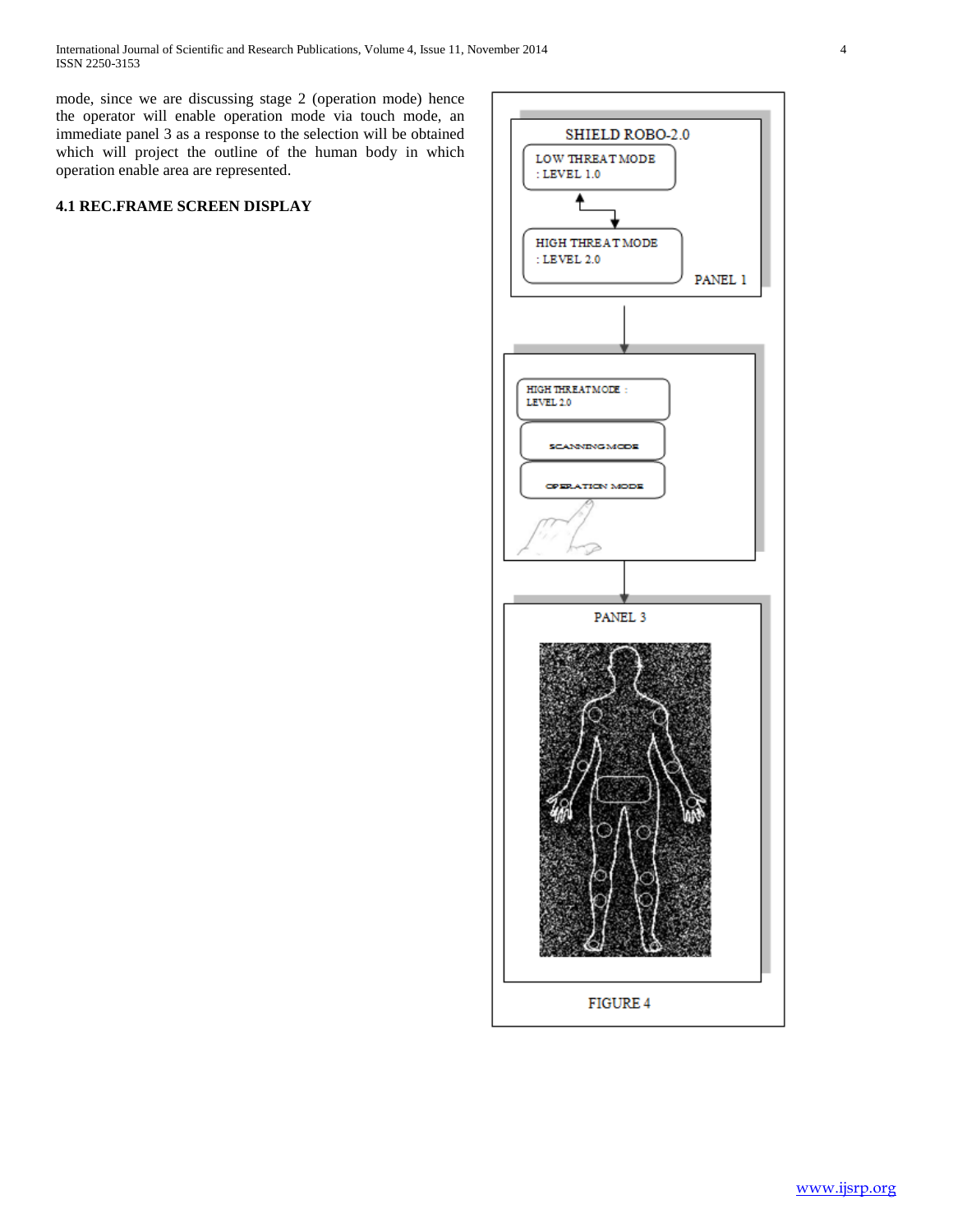mode, since we are discussing stage 2 (operation mode) hence the operator will enable operation mode via touch mode, an immediate panel 3 as a response to the selection will be obtained which will project the outline of the human body in which operation enable area are represented.

### 4.1 REC.FRAME SCREEN DISPLAY

SHIELD ROBO-2.0

LOW THREAT MODE : LEVEL 1.0

HIGH THREAT MODE : LEVEL 2.0

PANEL 1

HIGH THREAT MODE : LEVEL 2.0

SCANNING MODE

OPERATION MODE

PANEL 3

FIGURE 4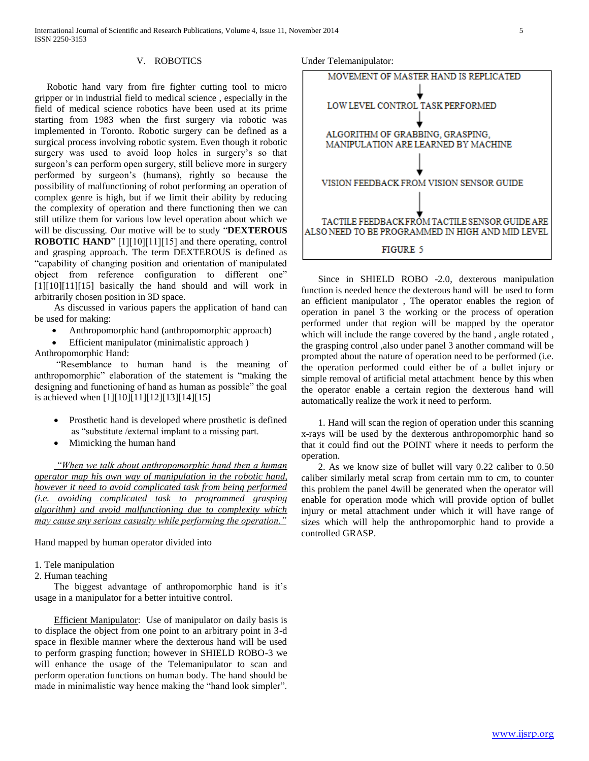## V. ROBOTICS

Robotic hand vary from fire fighter cutting tool to micro gripper or in industrial field to medical science , especially in the field of medical science robotics have been used at its prime starting from 1983 when the first surgery via robotic was implemented in Toronto. Robotic surgery can be defined as a surgical process involving robotic system. Even though it robotic surgery was used to avoid loop holes in surgery's so that surgeon's can perform open surgery, still believe more in surgery performed by surgeon's (humans), rightly so because the possibility of malfunctioning of robot performing an operation of complex genre is high, but if we limit their ability by reducing the complexity of operation and there functioning then we can still utilize them for various low level operation about which we will be discussing. Our motive will be to study "**DEXTEROUS ROBOTIC HAND**" [1][10][11][15] and there operating, control and grasping approach. The term DEXTEROUS is defined as "capability of changing position and orientation of manipulated object from reference configuration to different one" [1][10][11][15] basically the hand should and will work in arbitrarily chosen position in 3D space.

As discussed in various papers the application of hand can be used for making:

- Anthropomorphic hand (anthropomorphic approach)
- Efficient manipulator (minimalistic approach )

Anthropomorphic Hand:

"Resemblance to human hand is the meaning of anthropomorphic" elaboration of the statement is "making the designing and functioning of hand as human as possible" the goal is achieved when [1][10][11][12][13][14][15]

- Prosthetic hand is developed where prosthetic is defined as "substitute /external implant to a missing part.
- Mimicking the human hand

*"When we talk about anthropomorphic hand then a human operator map his own way of manipulation in the robotic hand, however it need to avoid complicated task from being performed (i.e. avoiding complicated task to programmed grasping algorithm) and avoid malfunctioning due to complexity which may cause any serious casualty while performing the operation."*

Hand mapped by human operator divided into

1. Tele manipulation
2. Human teaching

The biggest advantage of anthropomorphic hand is it's usage in a manipulator for a better intuitive control.

Efficient Manipulator: Use of manipulator on daily basis is to displace the object from one point to an arbitrary point in 3-d space in flexible manner where the dexterous hand will be used to perform grasping function; however in SHIELD ROBO-3 we will enhance the usage of the Telemanipulator to scan and perform operation functions on human body. The hand should be made in minimalistic way hence making the "hand look simpler".

Under Telemanipulator:

MOVEMENT OF MASTER HAND IS REPLICATED
↓
LOW LEVEL CONTROL TASK PERFORMED
↓
ALGORITHM OF GRABBING, GRASPING, MANIPULATION ARE LEARNED BY MACHINE
↓
VISION FEEDBACK FROM VISION SENSOR GUIDE
↓
TACTILE FEEDBACK FROM TACTILE SENSOR GUIDE ARE ALSO NEED TO BE PROGRAMMED IN HIGH AND MID LEVEL

FIGURE 5

Since in SHIELD ROBO -2.0, dexterous manipulation function is needed hence the dexterous hand will be used to form an efficient manipulator , The operator enables the region of operation in panel 3 the working or the process of operation performed under that region will be mapped by the operator which will include the range covered by the hand , angle rotated , the grasping control ,also under panel 3 another command will be prompted about the nature of operation need to be performed (i.e. the operation performed could either be of a bullet injury or simple removal of artificial metal attachment hence by this when the operator enable a certain region the dexterous hand will automatically realize the work it need to perform.

1. Hand will scan the region of operation under this scanning x-rays will be used by the dexterous anthropomorphic hand so that it could find out the POINT where it needs to perform the operation.
2. As we know size of bullet will vary 0.22 caliber to 0.50 caliber similarly metal scrap from certain mm to cm, to counter this problem the panel 4will be generated when the operator will enable for operation mode which will provide option of bullet injury or metal attachment under which it will have range of sizes which will help the anthropomorphic hand to provide a controlled GRASP.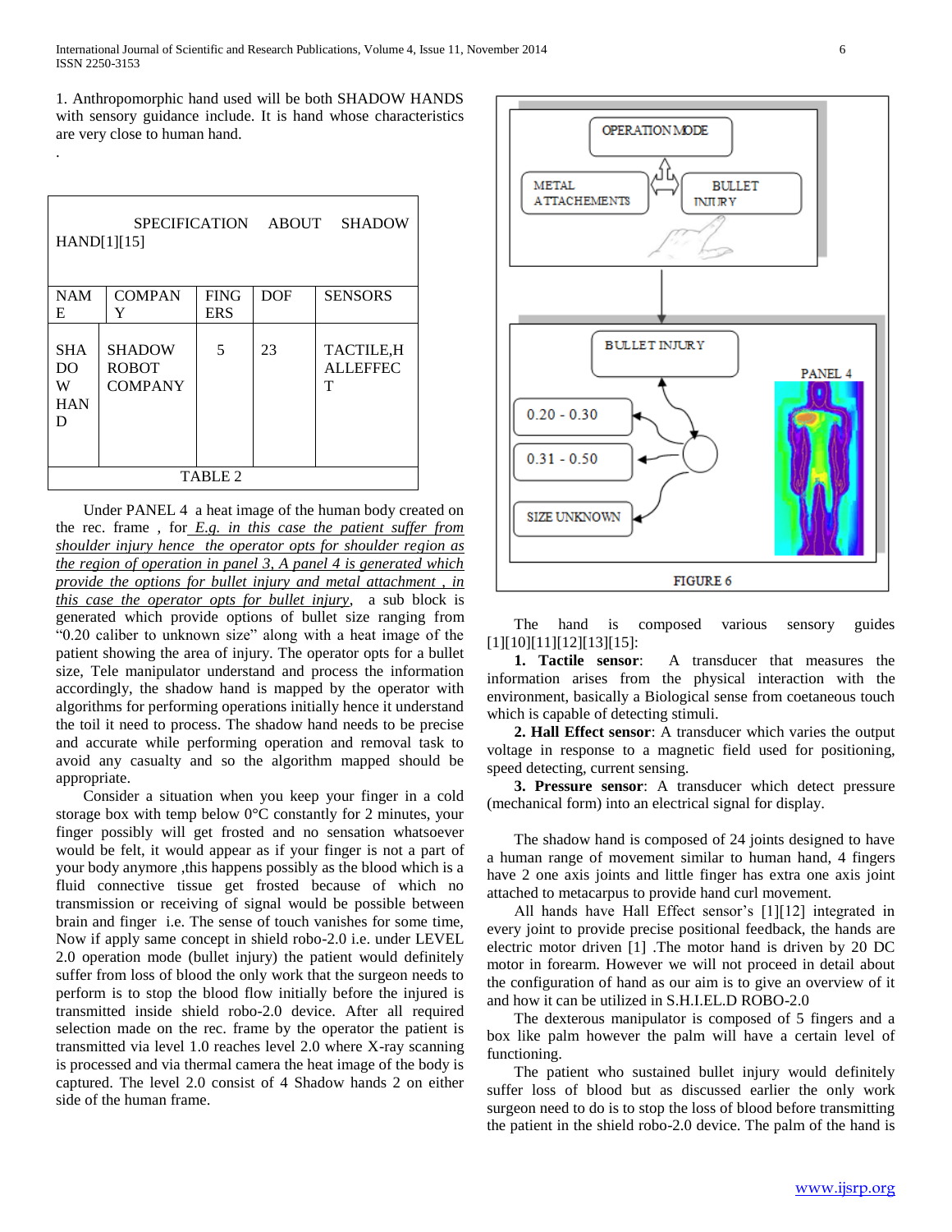1. Anthropomorphic hand used will be both SHADOW HANDS with sensory guidance include. It is hand whose characteristics are very close to human hand.

.

| SPECIFICATION ABOUT SHADOW HAND[1][15] | | | | |
|---|---|---|---|---|
| NAME | COMPANY | FINGERS | DOF | SENSORS |
| SHADOW HAND | SHADOW ROBOT COMPANY | 5 | 23 | TACTILE,HALLEFFECT |

TABLE 2

Under PANEL 4 a heat image of the human body created on the rec. frame , for <u>E.g. in this case the patient suffer from shoulder injury hence the operator opts for shoulder region as the region of operation in panel 3, A panel 4 is generated which provide the options for bullet injury and metal attachment , in this case the operator opts for bullet injury</u>, a sub block is generated which provide options of bullet size ranging from "0.20 caliber to unknown size" along with a heat image of the patient showing the area of injury. The operator opts for a bullet size, Tele manipulator understand and process the information accordingly, the shadow hand is mapped by the operator with algorithms for performing operations initially hence it understand the toil it need to process. The shadow hand needs to be precise and accurate while performing operation and removal task to avoid any casualty and so the algorithm mapped should be appropriate.

Consider a situation when you keep your finger in a cold storage box with temp below 0°C constantly for 2 minutes, your finger possibly will get frosted and no sensation whatsoever would be felt, it would appear as if your finger is not a part of your body anymore ,this happens possibly as the blood which is a fluid connective tissue get frosted because of which no transmission or receiving of signal would be possible between brain and finger i.e. The sense of touch vanishes for some time, Now if apply same concept in shield robo-2.0 i.e. under LEVEL 2.0 operation mode (bullet injury) the patient would definitely suffer from loss of blood the only work that the surgeon needs to perform is to stop the blood flow initially before the injured is transmitted inside shield robo-2.0 device. After all required selection made on the rec. frame by the operator the patient is transmitted via level 1.0 reaches level 2.0 where X-ray scanning is processed and via thermal camera the heat image of the body is captured. The level 2.0 consist of 4 Shadow hands 2 on either side of the human frame.

OPERATION MODE

METAL ATTACHEMENTS

BULLET INJURY

BULLET INJURY

0.20 - 0.30

0.31 - 0.50

SIZE UNKNOWN

PANEL 4

FIGURE 6

The hand is composed various sensory guides [1][10][11][12][13][15]:

**1. Tactile sensor**: A transducer that measures the information arises from the physical interaction with the environment, basically a Biological sense from coetaneous touch which is capable of detecting stimuli.

**2. Hall Effect sensor**: A transducer which varies the output voltage in response to a magnetic field used for positioning, speed detecting, current sensing.

**3. Pressure sensor**: A transducer which detect pressure (mechanical form) into an electrical signal for display.

The shadow hand is composed of 24 joints designed to have a human range of movement similar to human hand, 4 fingers have 2 one axis joints and little finger has extra one axis joint attached to metacarpus to provide hand curl movement.

All hands have Hall Effect sensor's [1][12] integrated in every joint to provide precise positional feedback, the hands are electric motor driven [1] .The motor hand is driven by 20 DC motor in forearm. However we will not proceed in detail about the configuration of hand as our aim is to give an overview of it and how it can be utilized in S.H.I.EL.D ROBO-2.0

The dexterous manipulator is composed of 5 fingers and a box like palm however the palm will have a certain level of functioning.

The patient who sustained bullet injury would definitely suffer loss of blood but as discussed earlier the only work surgeon need to do is to stop the loss of blood before transmitting the patient in the shield robo-2.0 device. The palm of the hand is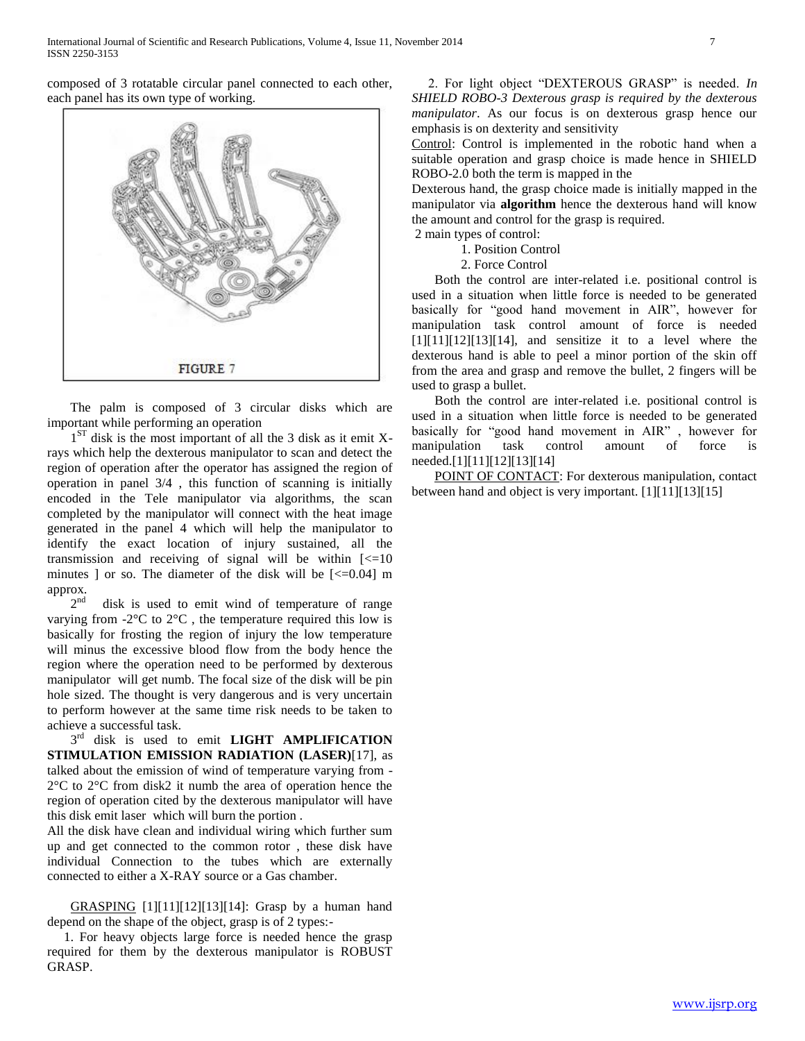composed of 3 rotatable circular panel connected to each other, each panel has its own type of working.

FIGURE 7

The palm is composed of 3 circular disks which are important while performing an operation

1[ST] disk is the most important of all the 3 disk as it emit X-rays which help the dexterous manipulator to scan and detect the region of operation after the operator has assigned the region of operation in panel 3/4 , this function of scanning is initially encoded in the Tele manipulator via algorithms, the scan completed by the manipulator will connect with the heat image generated in the panel 4 which will help the manipulator to identify the exact location of injury sustained, all the transmission and receiving of signal will be within [<=10 minutes ] or so. The diameter of the disk will be [<=0.04] m approx.

2[nd] disk is used to emit wind of temperature of range varying from -2°C to 2°C , the temperature required this low is basically for frosting the region of injury the low temperature will minus the excessive blood flow from the body hence the region where the operation need to be performed by dexterous manipulator will get numb. The focal size of the disk will be pin hole sized. The thought is very dangerous and is very uncertain to perform however at the same time risk needs to be taken to achieve a successful task.

3[rd] disk is used to emit **LIGHT AMPLIFICATION STIMULATION EMISSION RADIATION (LASER)**[17], as talked about the emission of wind of temperature varying from -2°C to 2°C from disk2 it numb the area of operation hence the region of operation cited by the dexterous manipulator will have this disk emit laser which will burn the portion .

All the disk have clean and individual wiring which further sum up and get connected to the common rotor , these disk have individual Connection to the tubes which are externally connected to either a X-RAY source or a Gas chamber.

GRASPING [1][11][12][13][14]: Grasp by a human hand depend on the shape of the object, grasp is of 2 types:-

1. For heavy objects large force is needed hence the grasp required for them by the dexterous manipulator is ROBUST GRASP.
2. For light object "DEXTEROUS GRASP" is needed. *In SHIELD ROBO-3 Dexterous grasp is required by the dexterous manipulator*. As our focus is on dexterous grasp hence our emphasis is on dexterity and sensitivity

Control: Control is implemented in the robotic hand when a suitable operation and grasp choice is made hence in SHIELD ROBO-2.0 both the term is mapped in the

Dexterous hand, the grasp choice made is initially mapped in the manipulator via **algorithm** hence the dexterous hand will know the amount and control for the grasp is required.

2 main types of control:

1. Position Control
2. Force Control

Both the control are inter-related i.e. positional control is used in a situation when little force is needed to be generated basically for "good hand movement in AIR", however for manipulation task control amount of force is needed [1][11][12][13][14], and sensitize it to a level where the dexterous hand is able to peel a minor portion of the skin off from the area and grasp and remove the bullet, 2 fingers will be used to grasp a bullet.

Both the control are inter-related i.e. positional control is used in a situation when little force is needed to be generated basically for "good hand movement in AIR" , however for manipulation task control amount of force is needed.[1][11][12][13][14]

POINT OF CONTACT: For dexterous manipulation, contact between hand and object is very important. [1][11][13][15]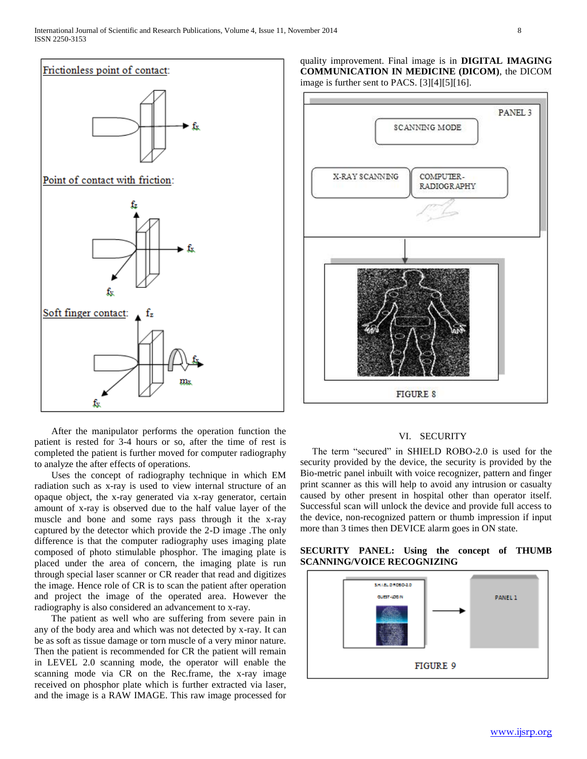Frictionless point of contact:

Point of contact with friction:

Soft finger contact:

After the manipulator performs the operation function the patient is rested for 3-4 hours or so, after the time of rest is completed the patient is further moved for computer radiography to analyze the after effects of operations.

Uses the concept of radiography technique in which EM radiation such as x-ray is used to view internal structure of an opaque object, the x-ray generated via x-ray generator, certain amount of x-ray is observed due to the half value layer of the muscle and bone and some rays pass through it the x-ray captured by the detector which provide the 2-D image .The only difference is that the computer radiography uses imaging plate composed of photo stimulable phosphor. The imaging plate is placed under the area of concern, the imaging plate is run through special laser scanner or CR reader that read and digitizes the image. Hence role of CR is to scan the patient after operation and project the image of the operated area. However the radiography is also considered an advancement to x-ray.

The patient as well who are suffering from severe pain in any of the body area and which was not detected by x-ray. It can be as soft as tissue damage or torn muscle of a very minor nature. Then the patient is recommended for CR the patient will remain in LEVEL 2.0 scanning mode, the operator will enable the scanning mode via CR on the Rec.frame, the x-ray image received on phosphor plate which is further extracted via laser, and the image is a RAW IMAGE. This raw image processed for quality improvement. Final image is in **DIGITAL IMAGING COMMUNICATION IN MEDICINE (DICOM)**, the DICOM image is further sent to PACS. [3][4][5][16].

FIGURE 8

## VI. SECURITY

The term "secured" in SHIELD ROBO-2.0 is used for the security provided by the device, the security is provided by the Bio-metric panel inbuilt with voice recognizer, pattern and finger print scanner as this will help to avoid any intrusion or casualty caused by other present in hospital other than operator itself. Successful scan will unlock the device and provide full access to the device, non-recognized pattern or thumb impression if input more than 3 times then DEVICE alarm goes in ON state.

**SECURITY PANEL: Using the concept of THUMB SCANNING/VOICE RECOGNIZING**

FIGURE 9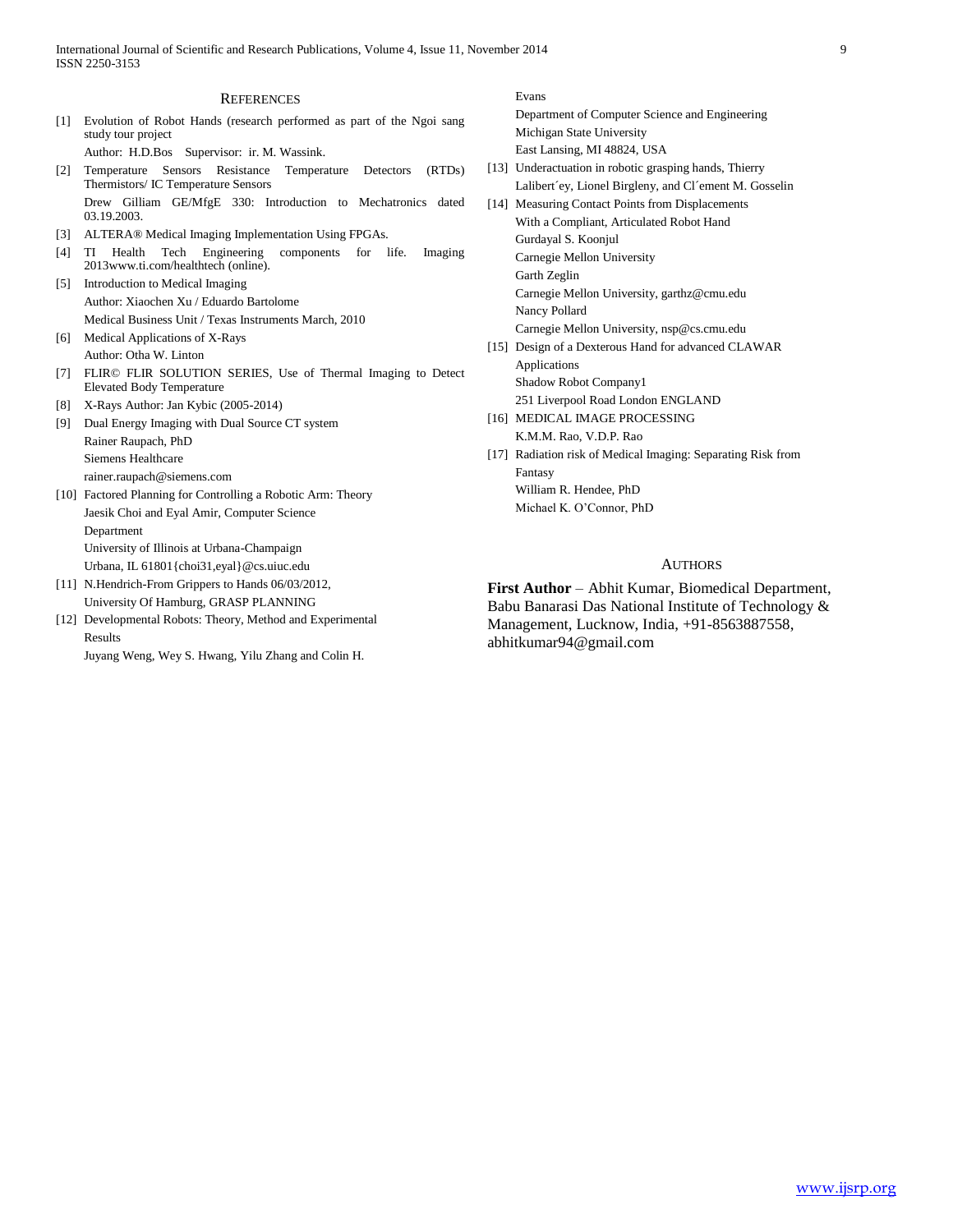## REFERENCES

[1] Evolution of Robot Hands (research performed as part of the Ngoi sang study tour project
Author: H.D.Bos Supervisor: ir. M. Wassink.

[2] Temperature Sensors Resistance Temperature Detectors (RTDs) Thermistors/ IC Temperature Sensors
Drew Gilliam GE/MfgE 330: Introduction to Mechatronics dated 03.19.2003.

[3] ALTERA® Medical Imaging Implementation Using FPGAs.

[4] TI Health Tech Engineering components for life. Imaging 2013www.ti.com/healthtech (online).

[5] Introduction to Medical Imaging
Author: Xiaochen Xu / Eduardo Bartolome
Medical Business Unit / Texas Instruments March, 2010

[6] Medical Applications of X-Rays
Author: Otha W. Linton

[7] FLIR© FLIR SOLUTION SERIES, Use of Thermal Imaging to Detect Elevated Body Temperature

[8] X-Rays Author: Jan Kybic (2005-2014)

[9] Dual Energy Imaging with Dual Source CT system
Rainer Raupach, PhD
Siemens Healthcare
rainer.raupach@siemens.com

[10] Factored Planning for Controlling a Robotic Arm: Theory
Jaesik Choi and Eyal Amir, Computer Science Department
University of Illinois at Urbana-Champaign
Urbana, IL 61801{choi31,eyal}@cs.uiuc.edu

[11] N.Hendrich-From Grippers to Hands 06/03/2012,
University Of Hamburg, GRASP PLANNING

[12] Developmental Robots: Theory, Method and Experimental Results
Juyang Weng, Wey S. Hwang, Yilu Zhang and Colin H. Evans
Department of Computer Science and Engineering
Michigan State University
East Lansing, MI 48824, USA

[13] Underactuation in robotic grasping hands, Thierry Lalibert´ey, Lionel Birgleny, and Cl´ement M. Gosselin

[14] Measuring Contact Points from Displacements
With a Compliant, Articulated Robot Hand
Gurdayal S. Koonjul
Carnegie Mellon University
Garth Zeglin
Carnegie Mellon University, garthz@cmu.edu
Nancy Pollard
Carnegie Mellon University, nsp@cs.cmu.edu

[15] Design of a Dexterous Hand for advanced CLAWAR Applications
Shadow Robot Company1
251 Liverpool Road London ENGLAND

[16] MEDICAL IMAGE PROCESSING
K.M.M. Rao, V.D.P. Rao

[17] Radiation risk of Medical Imaging: Separating Risk from Fantasy
William R. Hendee, PhD
Michael K. O'Connor, PhD

## AUTHORS

**First Author** – Abhit Kumar, Biomedical Department, Babu Banarasi Das National Institute of Technology & Management, Lucknow, India, +91-8563887558, abhitkumar94@gmail.com